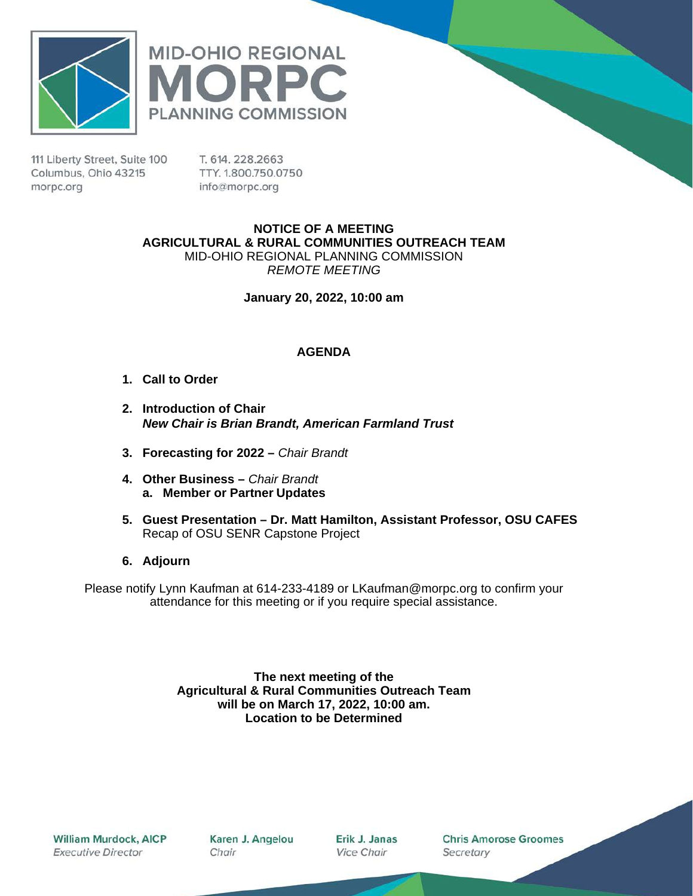MID-OHIO REGIONAL
MORPC
PLANNING COMMISSION

111 Liberty Street, Suite 100
Columbus, Ohio 43215
morpc.org

T. 614. 228.2663
TTY. 1.800.750.0750
info@morpc.org

**NOTICE OF A MEETING**
**AGRICULTURAL & RURAL COMMUNITIES OUTREACH TEAM**
MID-OHIO REGIONAL PLANNING COMMISSION
*REMOTE MEETING*

**January 20, 2022, 10:00 am**

## AGENDA

1. **Call to Order**
2. **Introduction of Chair**
   ***New Chair is Brian Brandt, American Farmland Trust***
3. **Forecasting for 2022 –** *Chair Brandt*
4. **Other Business –** *Chair Brandt*
   a. **Member or Partner Updates**
5. **Guest Presentation – Dr. Matt Hamilton, Assistant Professor, OSU CAFES**
   Recap of OSU SENR Capstone Project
6. **Adjourn**

Please notify Lynn Kaufman at 614-233-4189 or LKaufman@morpc.org to confirm your attendance for this meeting or if you require special assistance.

**The next meeting of the Agricultural & Rural Communities Outreach Team will be on March 17, 2022, 10:00 am. Location to be Determined**

**William Murdock, AICP** *Executive Director* | **Karen J. Angelou** *Chair* | **Erik J. Janas** *Vice Chair* | **Chris Amorose Groomes** *Secretary*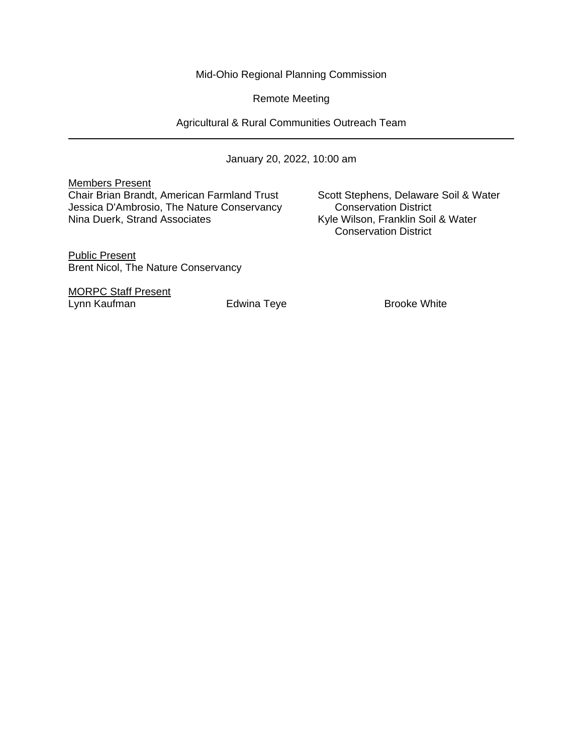Mid-Ohio Regional Planning Commission

Remote Meeting

Agricultural & Rural Communities Outreach Team

---

January 20, 2022, 10:00 am

Members Present

Chair Brian Brandt, American Farmland Trust
Jessica D'Ambrosio, The Nature Conservancy
Nina Duerk, Strand Associates
Scott Stephens, Delaware Soil & Water Conservation District
Kyle Wilson, Franklin Soil & Water Conservation District

Public Present

Brent Nicol, The Nature Conservancy

MORPC Staff Present

Lynn Kaufman
Edwina Teye
Brooke White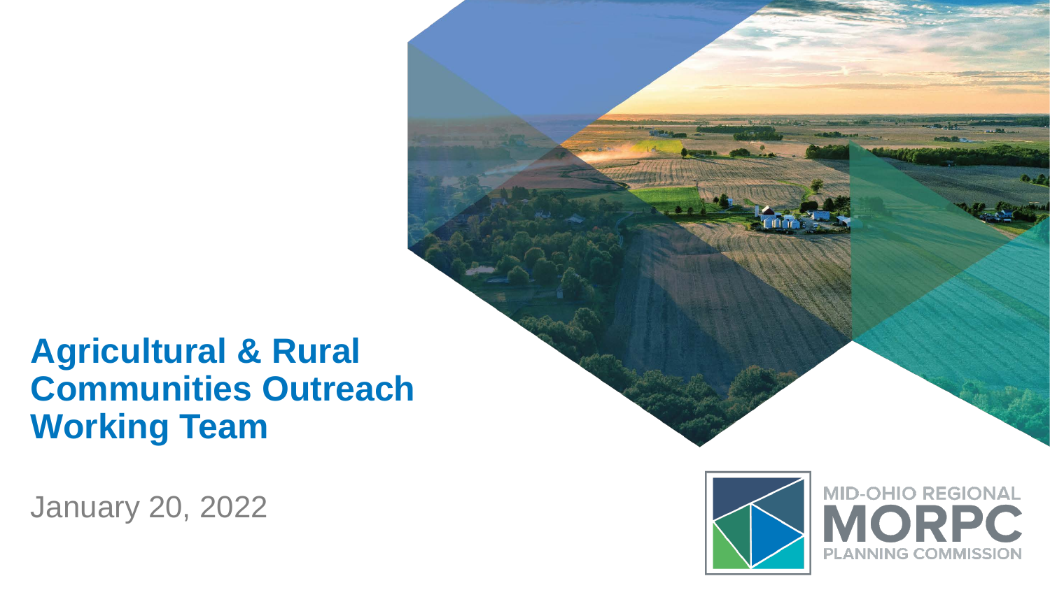# Agricultural & Rural Communities Outreach Working Team

January 20, 2022

MID-OHIO REGIONAL
MORPC
PLANNING COMMISSION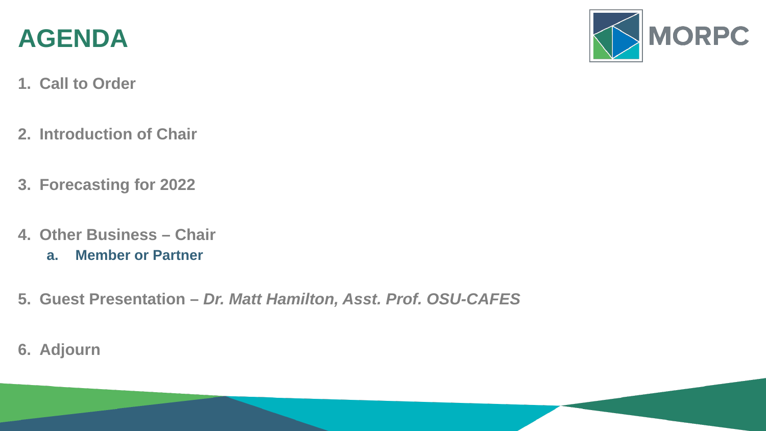# AGENDA

MORPC

1. **Call to Order**

2. **Introduction of Chair**

3. **Forecasting for 2022**

4. **Other Business – Chair**
   a. **Member or Partner**

5. **Guest Presentation –** ***Dr. Matt Hamilton, Asst. Prof. OSU-CAFES***

6. **Adjourn**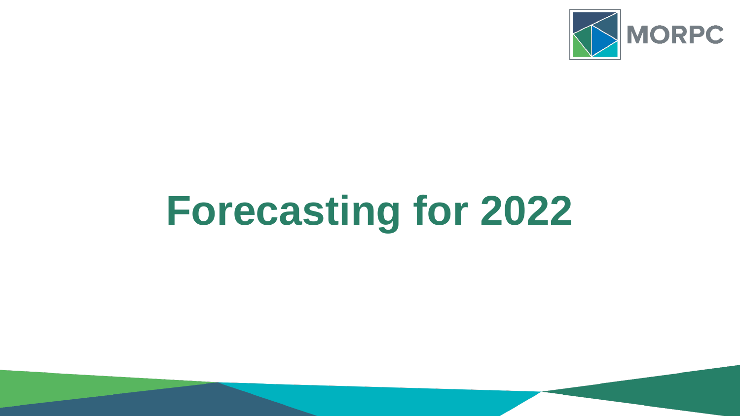# Forecasting for 2022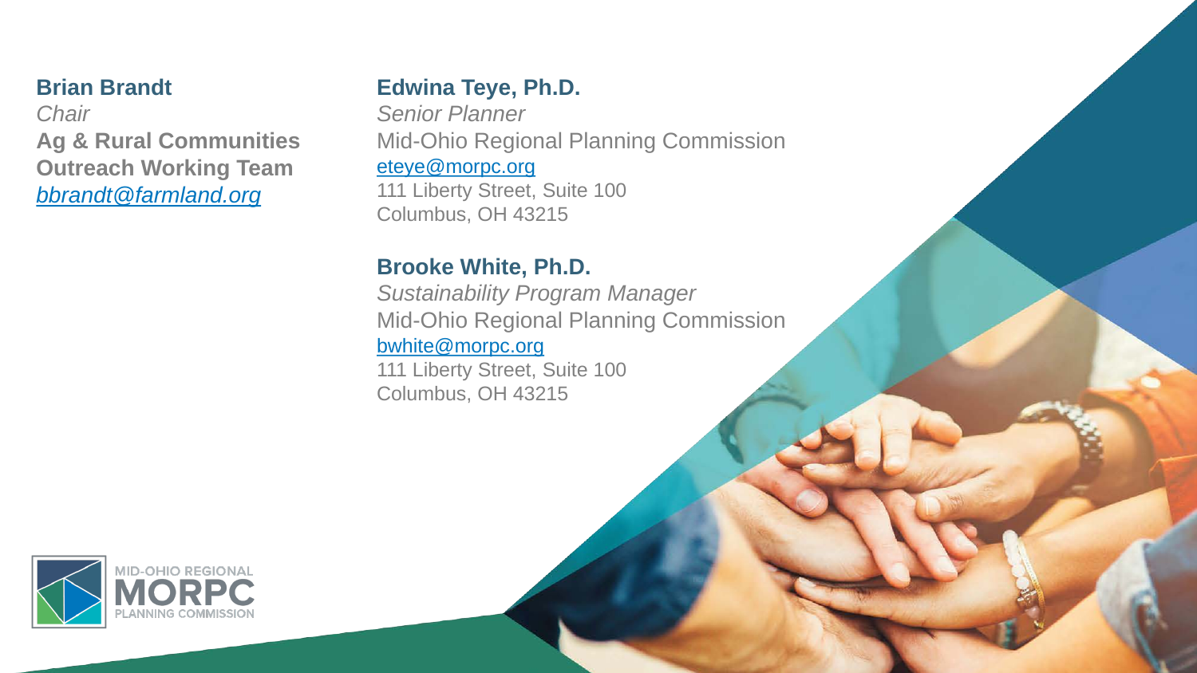**Brian Brandt**
*Chair*
**Ag & Rural Communities Outreach Working Team**
*bbrandt@farmland.org*

**Edwina Teye, Ph.D.**
*Senior Planner*
Mid-Ohio Regional Planning Commission
eteye@morpc.org
111 Liberty Street, Suite 100
Columbus, OH 43215

**Brooke White, Ph.D.**
*Sustainability Program Manager*
Mid-Ohio Regional Planning Commission
bwhite@morpc.org
111 Liberty Street, Suite 100
Columbus, OH 43215

MID-OHIO REGIONAL
MORPC
PLANNING COMMISSION